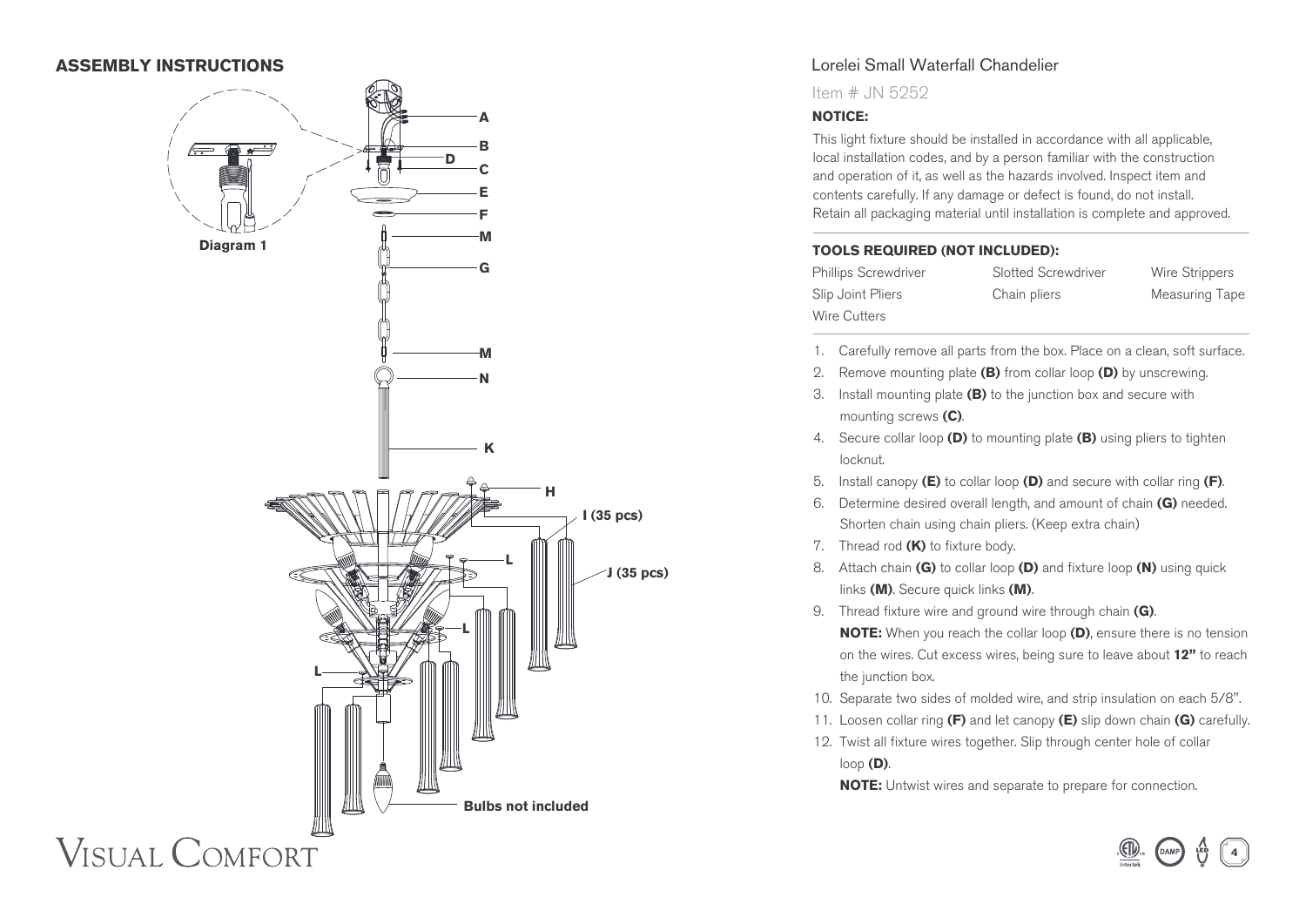## ASSEMBLY INSTRUCTIONS

A
B
D
C
E
F
M
G
M
N
K
H
I (35 pcs)
L
J (35 pcs)
L
L

Diagram 1

Bulbs not included

VISUAL COMFORT

# Lorelei Small Waterfall Chandelier

Item # JN 5252

**NOTICE:**

This light fixture should be installed in accordance with all applicable, local installation codes, and by a person familiar with the construction and operation of it, as well as the hazards involved. Inspect item and contents carefully. If any damage or defect is found, do not install. Retain all packaging material until installation is complete and approved.

**TOOLS REQUIRED (NOT INCLUDED):**

| Phillips Screwdriver | Slotted Screwdriver | Wire Strippers |
|---|---|---|
| Slip Joint Pliers | Chain pliers | Measuring Tape |
| Wire Cutters | | |

1. Carefully remove all parts from the box. Place on a clean, soft surface.
2. Remove mounting plate **(B)** from collar loop **(D)** by unscrewing.
3. Install mounting plate **(B)** to the junction box and secure with mounting screws **(C)**.
4. Secure collar loop **(D)** to mounting plate **(B)** using pliers to tighten locknut.
5. Install canopy **(E)** to collar loop **(D)** and secure with collar ring **(F)**.
6. Determine desired overall length, and amount of chain **(G)** needed. Shorten chain using chain pliers. (Keep extra chain)
7. Thread rod **(K)** to fixture body.
8. Attach chain **(G)** to collar loop **(D)** and fixture loop **(N)** using quick links **(M)**. Secure quick links **(M)**.
9. Thread fixture wire and ground wire through chain **(G)**.
   **NOTE:** When you reach the collar loop **(D)**, ensure there is no tension on the wires. Cut excess wires, being sure to leave about **12"** to reach the junction box.
10. Separate two sides of molded wire, and strip insulation on each 5/8".
11. Loosen collar ring **(F)** and let canopy **(E)** slip down chain **(G)** carefully.
12. Twist all fixture wires together. Slip through center hole of collar loop **(D)**.
    **NOTE:** Untwist wires and separate to prepare for connection.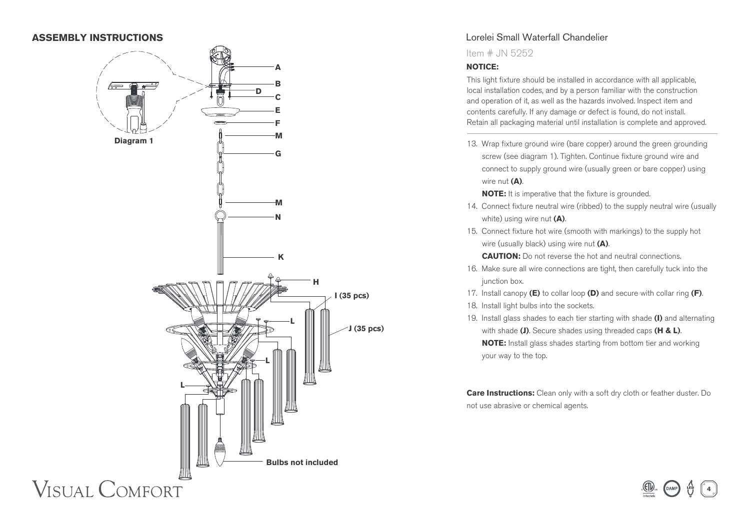## ASSEMBLY INSTRUCTIONS

A
B
D
C
E
F
M
G
M
N
K
H
I (35 pcs)
L
J (35 pcs)
L
L

Diagram 1

Bulbs not included

VISUAL COMFORT

## Lorelei Small Waterfall Chandelier

Item # JN 5252

### NOTICE:

This light fixture should be installed in accordance with all applicable, local installation codes, and by a person familiar with the construction and operation of it, as well as the hazards involved. Inspect item and contents carefully. If any damage or defect is found, do not install. Retain all packaging material until installation is complete and approved.

13. Wrap fixture ground wire (bare copper) around the green grounding screw (see diagram 1). Tighten. Continue fixture ground wire and connect to supply ground wire (usually green or bare copper) using wire nut **(A)**.

    **NOTE:** It is imperative that the fixture is grounded.

14. Connect fixture neutral wire (ribbed) to the supply neutral wire (usually white) using wire nut **(A)**.
15. Connect fixture hot wire (smooth with markings) to the supply hot wire (usually black) using wire nut **(A)**.

    **CAUTION:** Do not reverse the hot and neutral connections.

16. Make sure all wire connections are tight, then carefully tuck into the junction box.
17. Install canopy **(E)** to collar loop **(D)** and secure with collar ring **(F)**.
18. Install light bulbs into the sockets.
19. Install glass shades to each tier starting with shade **(I)** and alternating with shade **(J)**. Secure shades using threaded caps **(H & L)**.

    **NOTE:** Install glass shades starting from bottom tier and working your way to the top.

**Care Instructions:** Clean only with a soft dry cloth or feather duster. Do not use abrasive or chemical agents.

Intertek DAMP LED 4